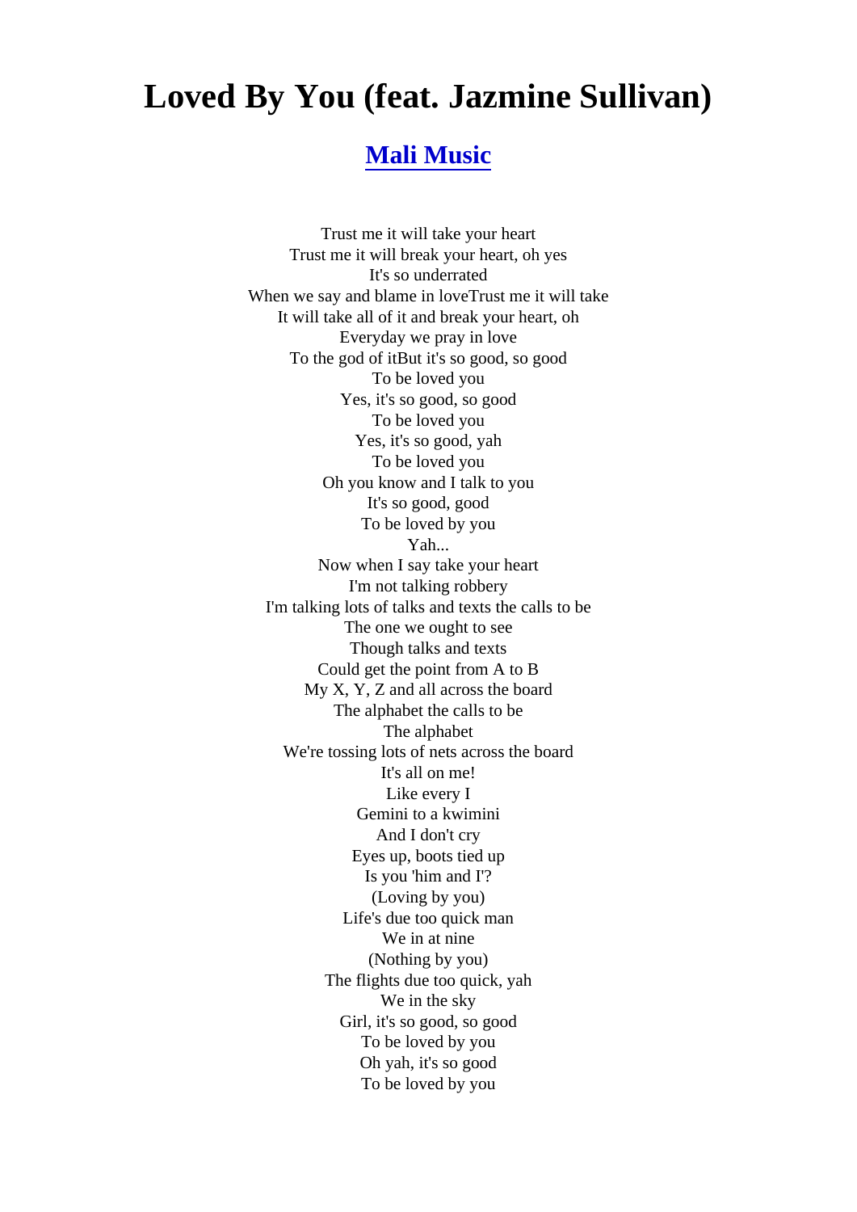# Loved By You (feat. Jazmine Sullivan)

## [Mali Music]()

Trust me it will take your heart
Trust me it will break your heart, oh yes
It's so underrated
When we say and blame in loveTrust me it will take
It will take all of it and break your heart, oh
Everyday we pray in love
To the god of itBut it's so good, so good
To be loved you
Yes, it's so good, so good
To be loved you
Yes, it's so good, yah
To be loved you
Oh you know and I talk to you
It's so good, good
To be loved by you
Yah...
Now when I say take your heart
I'm not talking robbery
I'm talking lots of talks and texts the calls to be
The one we ought to see
Though talks and texts
Could get the point from A to B
My X, Y, Z and all across the board
The alphabet the calls to be
The alphabet
We're tossing lots of nets across the board
It's all on me!
Like every I
Gemini to a kwimini
And I don't cry
Eyes up, boots tied up
Is you 'him and I'?
(Loving by you)
Life's due too quick man
We in at nine
(Nothing by you)
The flights due too quick, yah
We in the sky
Girl, it's so good, so good
To be loved by you
Oh yah, it's so good
To be loved by you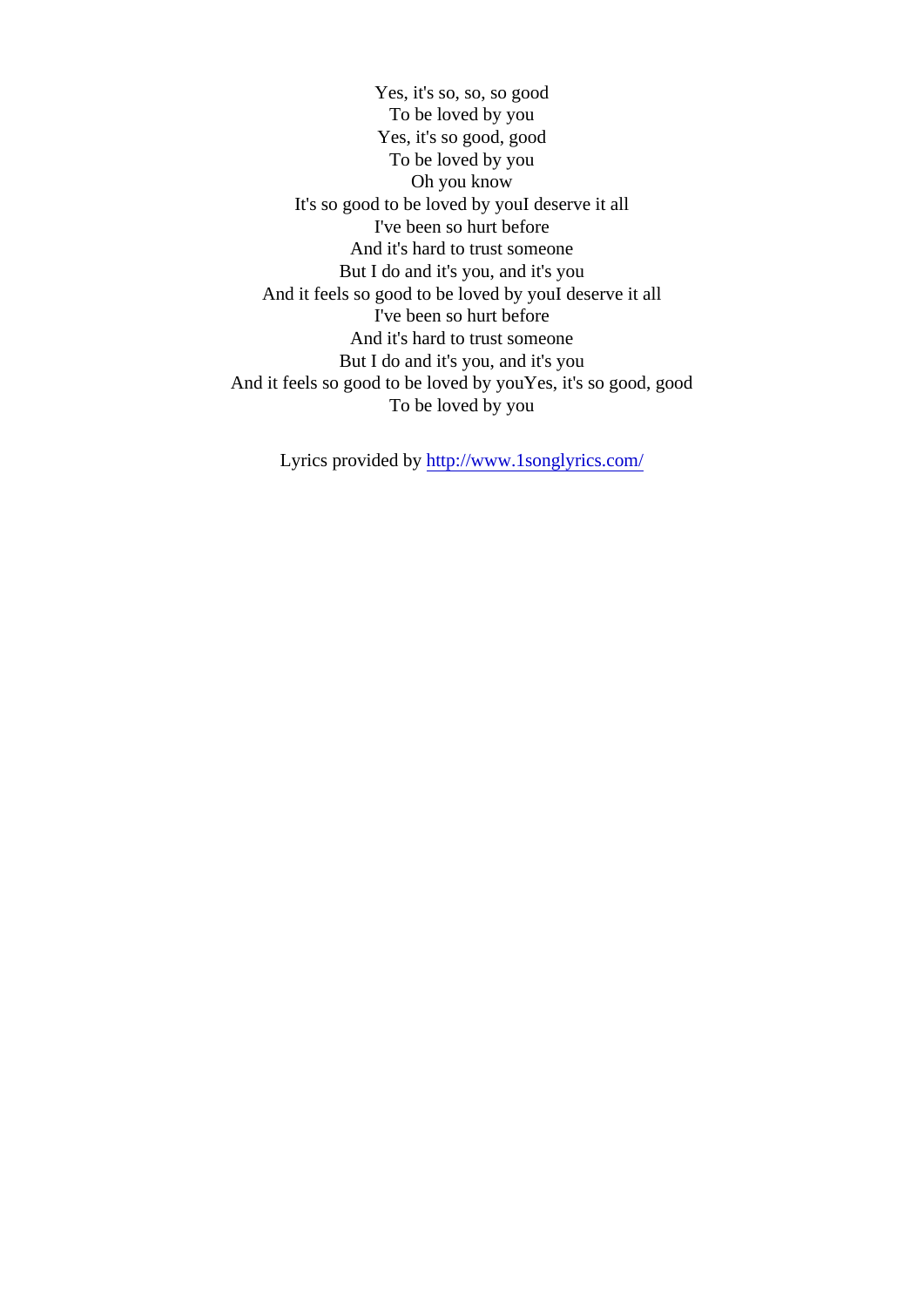Yes, it's so, so, so good  
To be loved by you  
Yes, it's so good, good  
To be loved by you  
Oh you know  
It's so good to be loved by youI deserve it all  
I've been so hurt before  
And it's hard to trust someone  
But I do and it's you, and it's you  
And it feels so good to be loved by youI deserve it all  
I've been so hurt before  
And it's hard to trust someone  
But I do and it's you, and it's you  
And it feels so good to be loved by youYes, it's so good, good  
To be loved by you

Lyrics provided by [http://www.1songlyrics.com/](http://www.1songlyrics.com/)